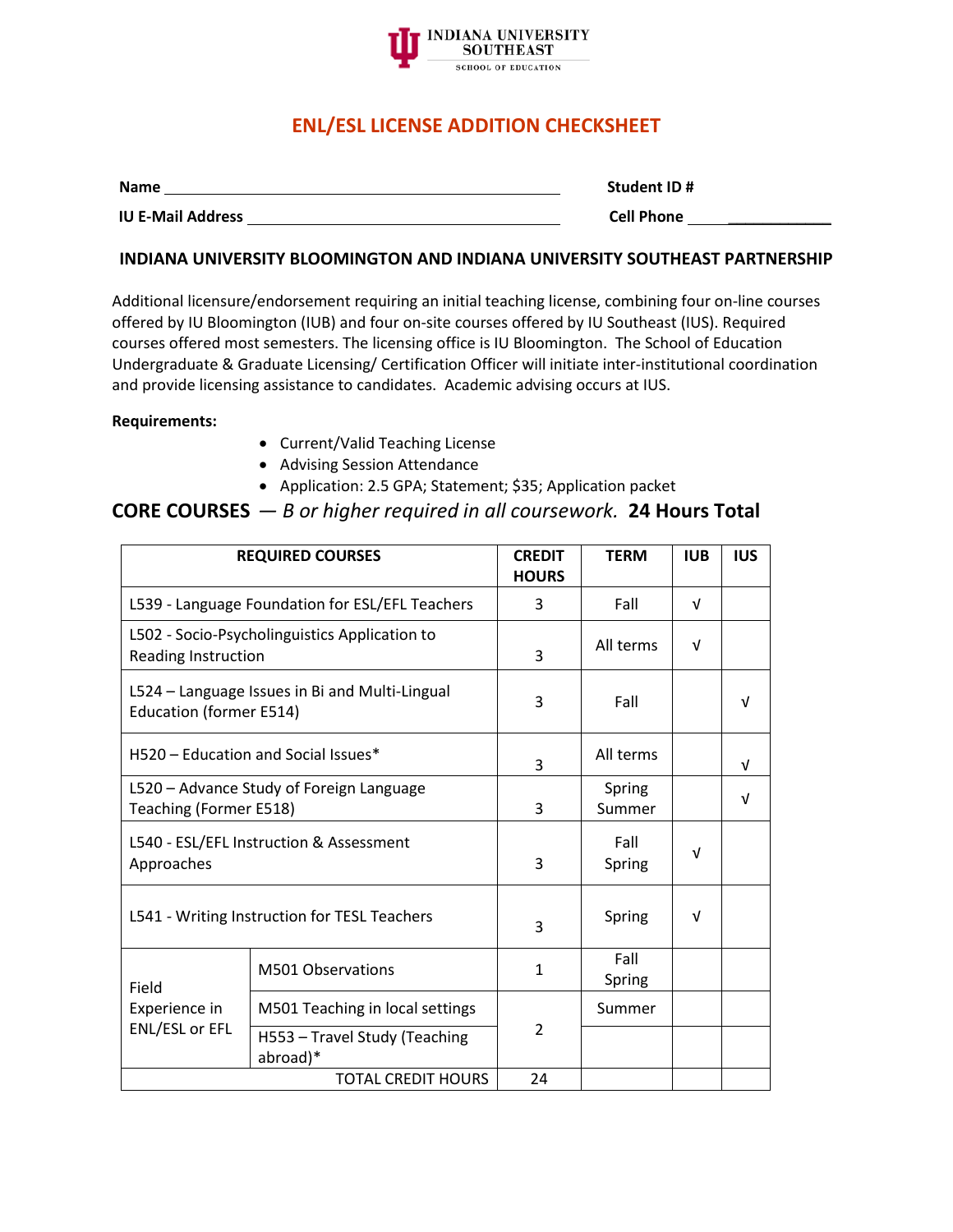INDIANA UNIVERSITY SOUTHEAST
SCHOOL OF EDUCATION

# ENL/ESL LICENSE ADDITION CHECKSHEET

**Name** ______________________________ **Student ID #**

**IU E-Mail Address** ______________________________ **Cell Phone** ____________

## INDIANA UNIVERSITY BLOOMINGTON AND INDIANA UNIVERSITY SOUTHEAST PARTNERSHIP

Additional licensure/endorsement requiring an initial teaching license, combining four on-line courses offered by IU Bloomington (IUB) and four on-site courses offered by IU Southeast (IUS). Required courses offered most semesters. The licensing office is IU Bloomington. The School of Education Undergraduate & Graduate Licensing/ Certification Officer will initiate inter-institutional coordination and provide licensing assistance to candidates. Academic advising occurs at IUS.

**Requirements:**

- Current/Valid Teaching License
- Advising Session Attendance
- Application: 2.5 GPA; Statement; $35; Application packet

## CORE COURSES — *B or higher required in all coursework.* **24 Hours Total**

| REQUIRED COURSES | | CREDIT HOURS | TERM | IUB | IUS |
|---|---|---|---|---|---|
| L539 - Language Foundation for ESL/EFL Teachers | | 3 | Fall | √ | |
| L502 - Socio-Psycholinguistics Application to Reading Instruction | | 3 | All terms | √ | |
| L524 – Language Issues in Bi and Multi-Lingual Education (former E514) | | 3 | Fall | | √ |
| H520 – Education and Social Issues* | | 3 | All terms | | √ |
| L520 – Advance Study of Foreign Language Teaching (Former E518) | | 3 | Spring Summer | | √ |
| L540 - ESL/EFL Instruction & Assessment Approaches | | 3 | Fall Spring | √ | |
| L541 - Writing Instruction for TESL Teachers | | 3 | Spring | √ | |
| Field Experience in ENL/ESL or EFL | M501 Observations | 1 | Fall Spring | | |
| | M501 Teaching in local settings | 2 | Summer | | |
| | H553 – Travel Study (Teaching abroad)* | | | | |
| TOTAL CREDIT HOURS | | 24 | | | |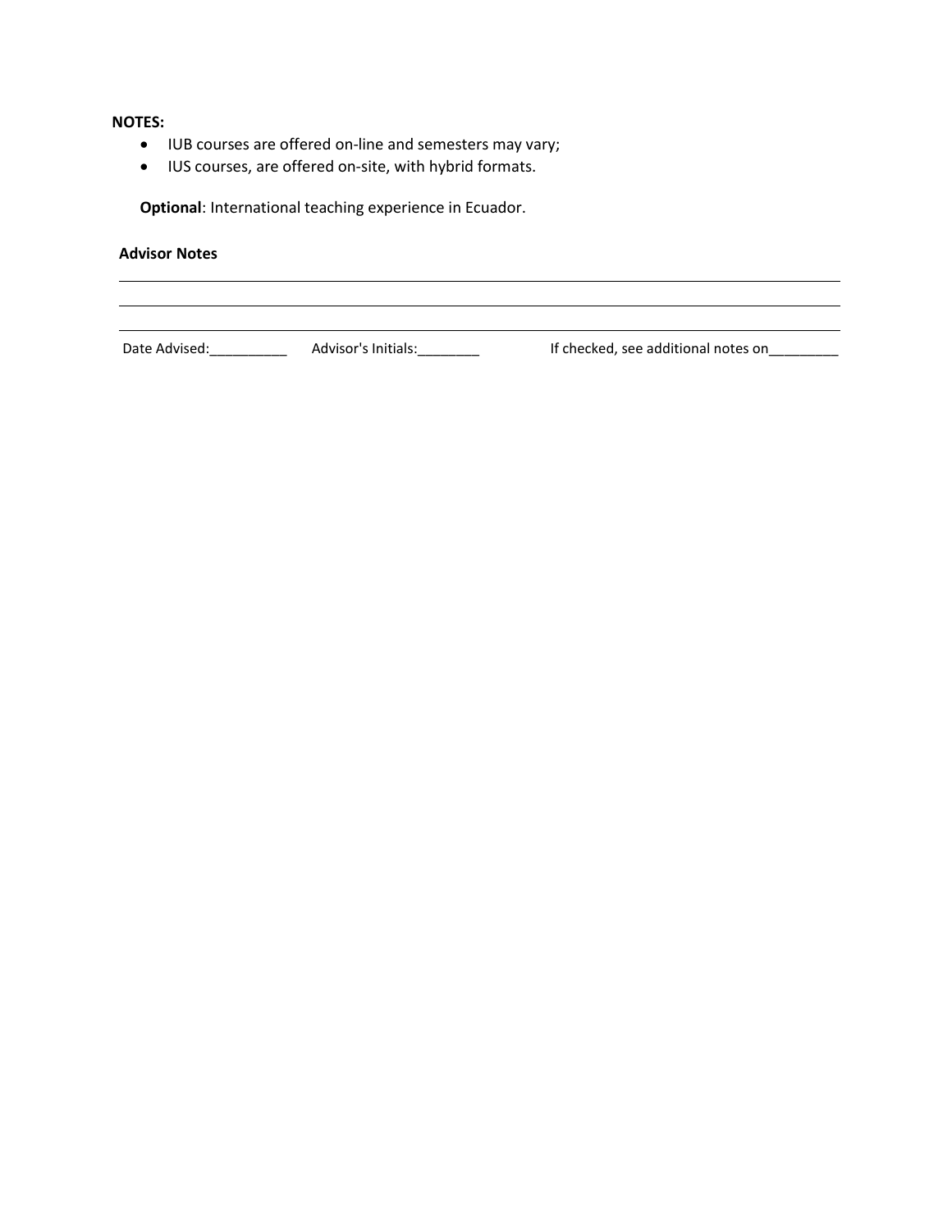**NOTES:**

- IUB courses are offered on-line and semesters may vary;
- IUS courses, are offered on-site, with hybrid formats.

**Optional**: International teaching experience in Ecuador.

**Advisor Notes**

______________________________________________________________________

______________________________________________________________________

______________________________________________________________________

Date Advised:__________ Advisor's Initials:________ If checked, see additional notes on_________